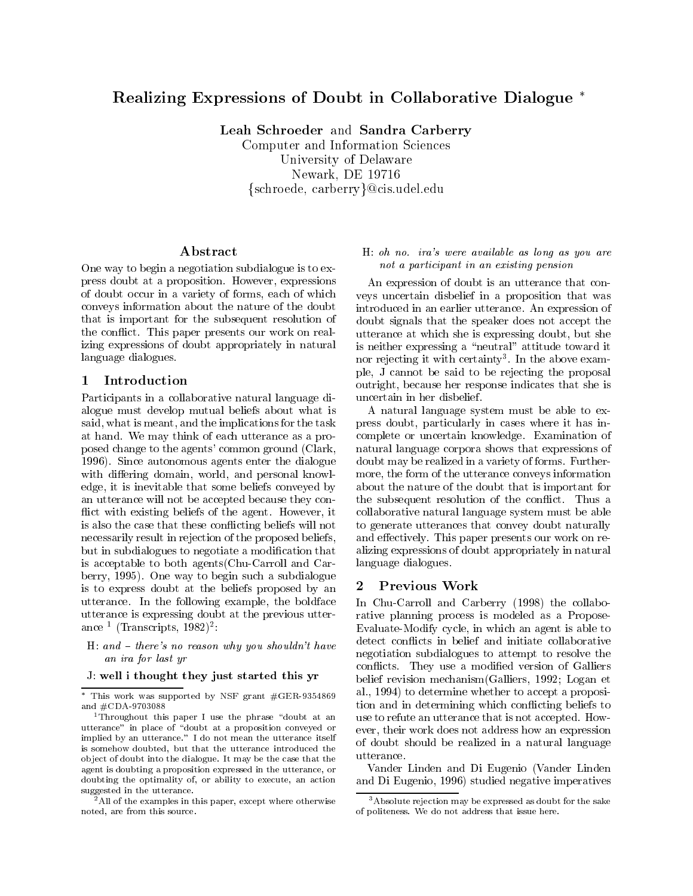# Realizing Expressions of Doubt in Collaborative Dialogue *

**Leah Schroeder** and **Sandra Carberry**
Computer and Information Sciences
University of Delaware
Newark, DE 19716
{schroede, carberry}@cis.udel.edu

## Abstract

One way to begin a negotiation subdialogue is to express doubt at a proposition. However, expressions of doubt occur in a variety of forms, each of which conveys information about the nature of the doubt that is important for the subsequent resolution of the conflict. This paper presents our work on realizing expressions of doubt appropriately in natural language dialogues.

## 1 Introduction

Participants in a collaborative natural language dialogue must develop mutual beliefs about what is said, what is meant, and the implications for the task at hand. We may think of each utterance as a proposed change to the agents' common ground (Clark, 1996). Since autonomous agents enter the dialogue with differing domain, world, and personal knowledge, it is inevitable that some beliefs conveyed by an utterance will not be accepted because they conflict with existing beliefs of the agent. However, it is also the case that these conflicting beliefs will not necessarily result in rejection of the proposed beliefs, but in subdialogues to negotiate a modification that is acceptable to both agents(Chu-Carroll and Carberry, 1995). One way to begin such a subdialogue is to express doubt at the beliefs proposed by an utterance. In the following example, the boldface utterance is expressing doubt at the previous utterance [1] (Transcripts, 1982)[2]:

H: *and – there's no reason why you shouldn't have an ira for last yr*

J: **well i thought they just started this yr**

H: *oh no. ira's were available as long as you are not a participant in an existing pension*

An expression of doubt is an utterance that conveys uncertain disbelief in a proposition that was introduced in an earlier utterance. An expression of doubt signals that the speaker does not accept the utterance at which she is expressing doubt, but she is neither expressing a "neutral" attitude toward it nor rejecting it with certainty[3]. In the above example, J cannot be said to be rejecting the proposal outright, because her response indicates that she is uncertain in her disbelief.

A natural language system must be able to express doubt, particularly in cases where it has incomplete or uncertain knowledge. Examination of natural language corpora shows that expressions of doubt may be realized in a variety of forms. Furthermore, the form of the utterance conveys information about the nature of the doubt that is important for the subsequent resolution of the conflict. Thus a collaborative natural language system must be able to generate utterances that convey doubt naturally and effectively. This paper presents our work on realizing expressions of doubt appropriately in natural language dialogues.

## 2 Previous Work

In Chu-Carroll and Carberry (1998) the collaborative planning process is modeled as a Propose-Evaluate-Modify cycle, in which an agent is able to detect conflicts in belief and initiate collaborative negotiation subdialogues to attempt to resolve the conflicts. They use a modified version of Galliers belief revision mechanism(Galliers, 1992; Logan et al., 1994) to determine whether to accept a proposition and in determining which conflicting beliefs to use to refute an utterance that is not accepted. However, their work does not address how an expression of doubt should be realized in a natural language utterance.

Vander Linden and Di Eugenio (Vander Linden and Di Eugenio, 1996) studied negative imperatives

---

* This work was supported by NSF grant #GER-9354869 and #CDA-9703088

[1] Throughout this paper I use the phrase "doubt at an utterance" in place of "doubt at a proposition conveyed or implied by an utterance." I do not mean the utterance itself is somehow doubted, but that the utterance introduced the object of doubt into the dialogue. It may be the case that the agent is doubting a proposition expressed in the utterance, or doubting the optimality of, or ability to execute, an action suggested in the utterance.

[2] All of the examples in this paper, except where otherwise noted, are from this source.

[3] Absolute rejection may be expressed as doubt for the sake of politeness. We do not address that issue here.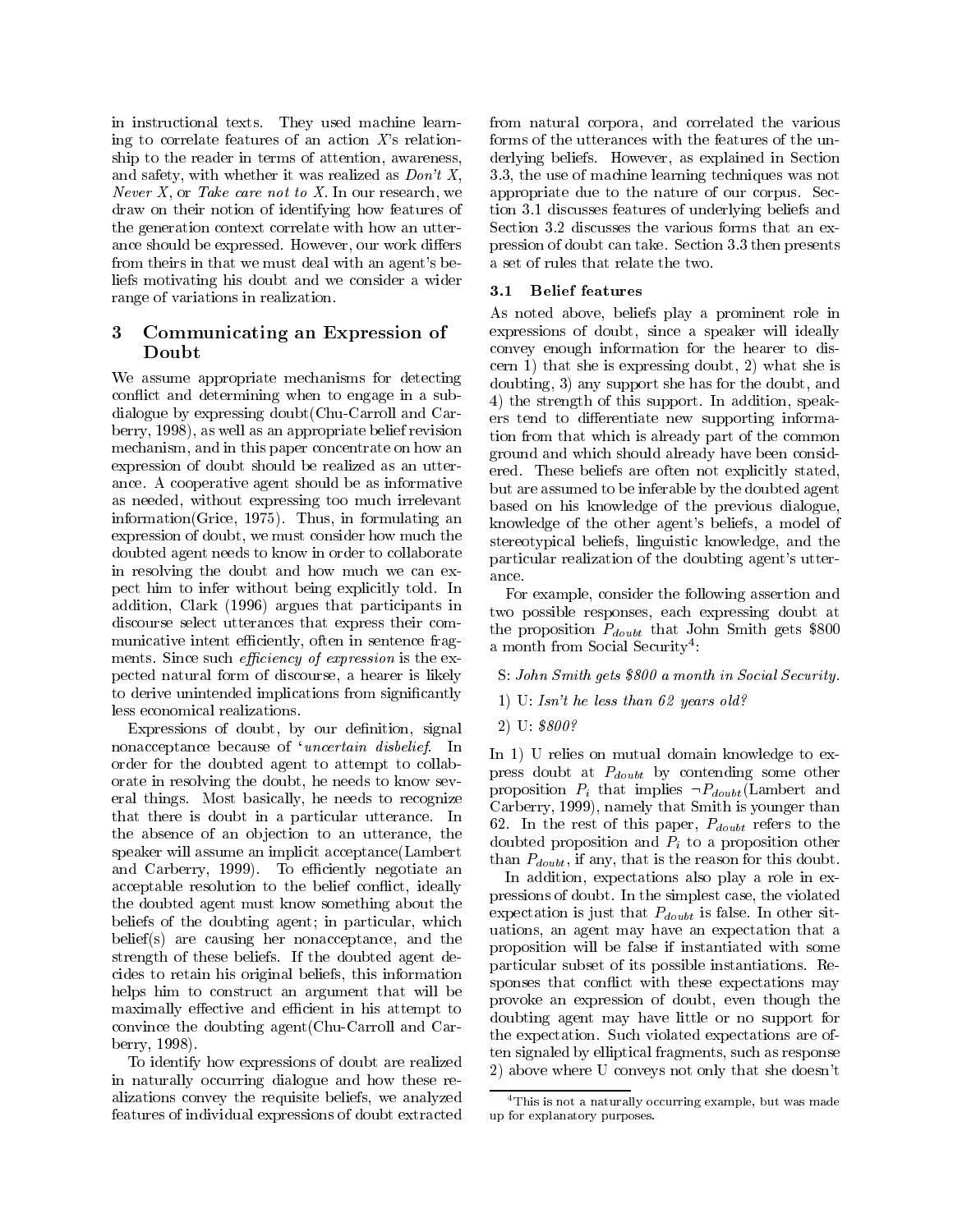in instructional texts. They used machine learning to correlate features of an action $X$'s relationship to the reader in terms of attention, awareness, and safety, with whether it was realized as *Don't X*, *Never X*, or *Take care not to X*. In our research, we draw on their notion of identifying how features of the generation context correlate with how an utterance should be expressed. However, our work differs from theirs in that we must deal with an agent's beliefs motivating his doubt and we consider a wider range of variations in realization.

## 3 Communicating an Expression of Doubt

We assume appropriate mechanisms for detecting conflict and determining when to engage in a subdialogue by expressing doubt(Chu-Carroll and Carberry, 1998), as well as an appropriate belief revision mechanism, and in this paper concentrate on how an expression of doubt should be realized as an utterance. A cooperative agent should be as informative as needed, without expressing too much irrelevant information(Grice, 1975). Thus, in formulating an expression of doubt, we must consider how much the doubted agent needs to know in order to collaborate in resolving the doubt and how much we can expect him to infer without being explicitly told. In addition, Clark (1996) argues that participants in discourse select utterances that express their communicative intent efficiently, often in sentence fragments. Since such *efficiency of expression* is the expected natural form of discourse, a hearer is likely to derive unintended implications from significantly less economical realizations.

Expressions of doubt, by our definition, signal nonacceptance because of '*uncertain disbelief*. In order for the doubted agent to attempt to collaborate in resolving the doubt, he needs to know several things. Most basically, he needs to recognize that there is doubt in a particular utterance. In the absence of an objection to an utterance, the speaker will assume an implicit acceptance(Lambert and Carberry, 1999). To efficiently negotiate an acceptable resolution to the belief conflict, ideally the doubted agent must know something about the beliefs of the doubting agent; in particular, which belief(s) are causing her nonacceptance, and the strength of these beliefs. If the doubted agent decides to retain his original beliefs, this information helps him to construct an argument that will be maximally effective and efficient in his attempt to convince the doubting agent(Chu-Carroll and Carberry, 1998).

To identify how expressions of doubt are realized in naturally occurring dialogue and how these realizations convey the requisite beliefs, we analyzed features of individual expressions of doubt extracted from natural corpora, and correlated the various forms of the utterances with the features of the underlying beliefs. However, as explained in Section 3.3, the use of machine learning techniques was not appropriate due to the nature of our corpus. Section 3.1 discusses features of underlying beliefs and Section 3.2 discusses the various forms that an expression of doubt can take. Section 3.3 then presents a set of rules that relate the two.

### 3.1 Belief features

As noted above, beliefs play a prominent role in expressions of doubt, since a speaker will ideally convey enough information for the hearer to discern 1) that she is expressing doubt, 2) what she is doubting, 3) any support she has for the doubt, and 4) the strength of this support. In addition, speakers tend to differentiate new supporting information from that which is already part of the common ground and which should already have been considered. These beliefs are often not explicitly stated, but are assumed to be inferable by the doubted agent based on his knowledge of the previous dialogue, knowledge of the other agent's beliefs, a model of stereotypical beliefs, linguistic knowledge, and the particular realization of the doubting agent's utterance.

For example, consider the following assertion and two possible responses, each expressing doubt at the proposition $P_{doubt}$ that John Smith gets \$800 a month from Social Security[4]:

S: *John Smith gets \$800 a month in Social Security.*

1) U: *Isn't he less than 62 years old?*

2) U: *\$800?*

In 1) U relies on mutual domain knowledge to express doubt at $P_{doubt}$ by contending some other proposition $P_i$ that implies $\neg P_{doubt}$(Lambert and Carberry, 1999), namely that Smith is younger than 62. In the rest of this paper, $P_{doubt}$ refers to the doubted proposition and $P_i$ to a proposition other than $P_{doubt}$, if any, that is the reason for this doubt.

In addition, expectations also play a role in expressions of doubt. In the simplest case, the violated expectation is just that $P_{doubt}$ is false. In other situations, an agent may have an expectation that a proposition will be false if instantiated with some particular subset of its possible instantiations. Responses that conflict with these expectations may provoke an expression of doubt, even though the doubting agent may have little or no support for the expectation. Such violated expectations are often signaled by elliptical fragments, such as response 2) above where U conveys not only that she doesn't

[4] This is not a naturally occurring example, but was made up for explanatory purposes.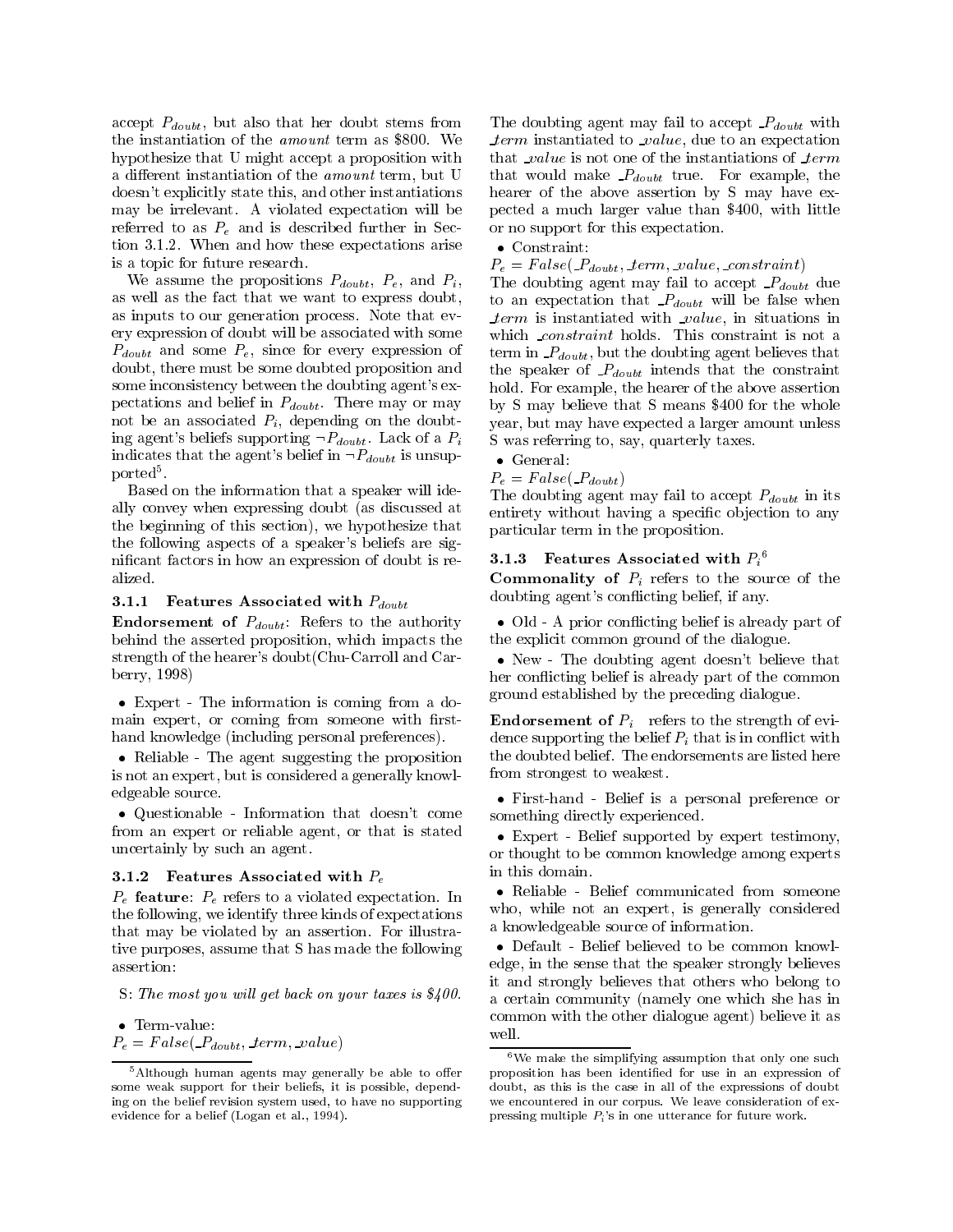accept $P_{doubt}$, but also that her doubt stems from the instantiation of the *amount* term as \$800. We hypothesize that U might accept a proposition with a different instantiation of the *amount* term, but U doesn't explicitly state this, and other instantiations may be irrelevant. A violated expectation will be referred to as $P_e$ and is described further in Section 3.1.2. When and how these expectations arise is a topic for future research.

We assume the propositions $P_{doubt}$, $P_e$, and $P_i$, as well as the fact that we want to express doubt, as inputs to our generation process. Note that every expression of doubt will be associated with some $P_{doubt}$ and some $P_e$, since for every expression of doubt, there must be some doubted proposition and some inconsistency between the doubting agent's expectations and belief in $P_{doubt}$. There may or may not be an associated $P_i$, depending on the doubting agent's beliefs supporting $\neg P_{doubt}$. Lack of a $P_i$ indicates that the agent's belief in $\neg P_{doubt}$ is unsupported[5].

Based on the information that a speaker will ideally convey when expressing doubt (as discussed at the beginning of this section), we hypothesize that the following aspects of a speaker's beliefs are significant factors in how an expression of doubt is realized.

### 3.1.1 Features Associated with $P_{doubt}$

**Endorsement of $P_{doubt}$**: Refers to the authority behind the asserted proposition, which impacts the strength of the hearer's doubt(Chu-Carroll and Carberry, 1998)

- Expert - The information is coming from a domain expert, or coming from someone with first-hand knowledge (including personal preferences).
- Reliable - The agent suggesting the proposition is not an expert, but is considered a generally knowledgeable source.
- Questionable - Information that doesn't come from an expert or reliable agent, or that is stated uncertainly by such an agent.

### 3.1.2 Features Associated with $P_e$

**$P_e$ feature**: $P_e$ refers to a violated expectation. In the following, we identify three kinds of expectations that may be violated by an assertion. For illustrative purposes, assume that S has made the following assertion:

S: *The most you will get back on your taxes is \$400.*

- Term-value:

$P_e = False(\_P_{doubt}, \_term, \_value)$

The doubting agent may fail to accept $\_P_{doubt}$ with $\_term$ instantiated to $\_value$, due to an expectation that $\_value$ is not one of the instantiations of $\_term$ that would make $\_P_{doubt}$ true. For example, the hearer of the above assertion by S may have expected a much larger value than \$400, with little or no support for this expectation.

- Constraint:

$P_e = False(\_P_{doubt}, \_term, \_value, \_constraint)$

The doubting agent may fail to accept $\_P_{doubt}$ due to an expectation that $\_P_{doubt}$ will be false when $\_term$ is instantiated with $\_value$, in situations in which $\_constraint$ holds. This constraint is not a term in $\_P_{doubt}$, but the doubting agent believes that the speaker of $\_P_{doubt}$ intends that the constraint hold. For example, the hearer of the above assertion by S may believe that S means \$400 for the whole year, but may have expected a larger amount unless S was referring to, say, quarterly taxes.

- General:

$P_e = False(\_P_{doubt})$

The doubting agent may fail to accept $P_{doubt}$ in its entirety without having a specific objection to any particular term in the proposition.

### 3.1.3 Features Associated with $P_i$[6]

**Commonality of $P_i$** refers to the source of the doubting agent's conflicting belief, if any.

- Old - A prior conflicting belief is already part of the explicit common ground of the dialogue.
- New - The doubting agent doesn't believe that her conflicting belief is already part of the common ground established by the preceding dialogue.

**Endorsement of $P_i$** refers to the strength of evidence supporting the belief $P_i$ that is in conflict with the doubted belief. The endorsements are listed here from strongest to weakest.

- First-hand - Belief is a personal preference or something directly experienced.
- Expert - Belief supported by expert testimony, or thought to be common knowledge among experts in this domain.
- Reliable - Belief communicated from someone who, while not an expert, is generally considered a knowledgeable source of information.
- Default - Belief believed to be common knowledge, in the sense that the speaker strongly believes it and strongly believes that others who belong to a certain community (namely one which she has in common with the other dialogue agent) believe it as well.

[5] Although human agents may generally be able to offer some weak support for their beliefs, it is possible, depending on the belief revision system used, to have no supporting evidence for a belief (Logan et al., 1994).

[6] We make the simplifying assumption that only one such proposition has been identified for use in an expression of doubt, as this is the case in all of the expressions of doubt we encountered in our corpus. We leave consideration of expressing multiple $P_i$'s in one utterance for future work.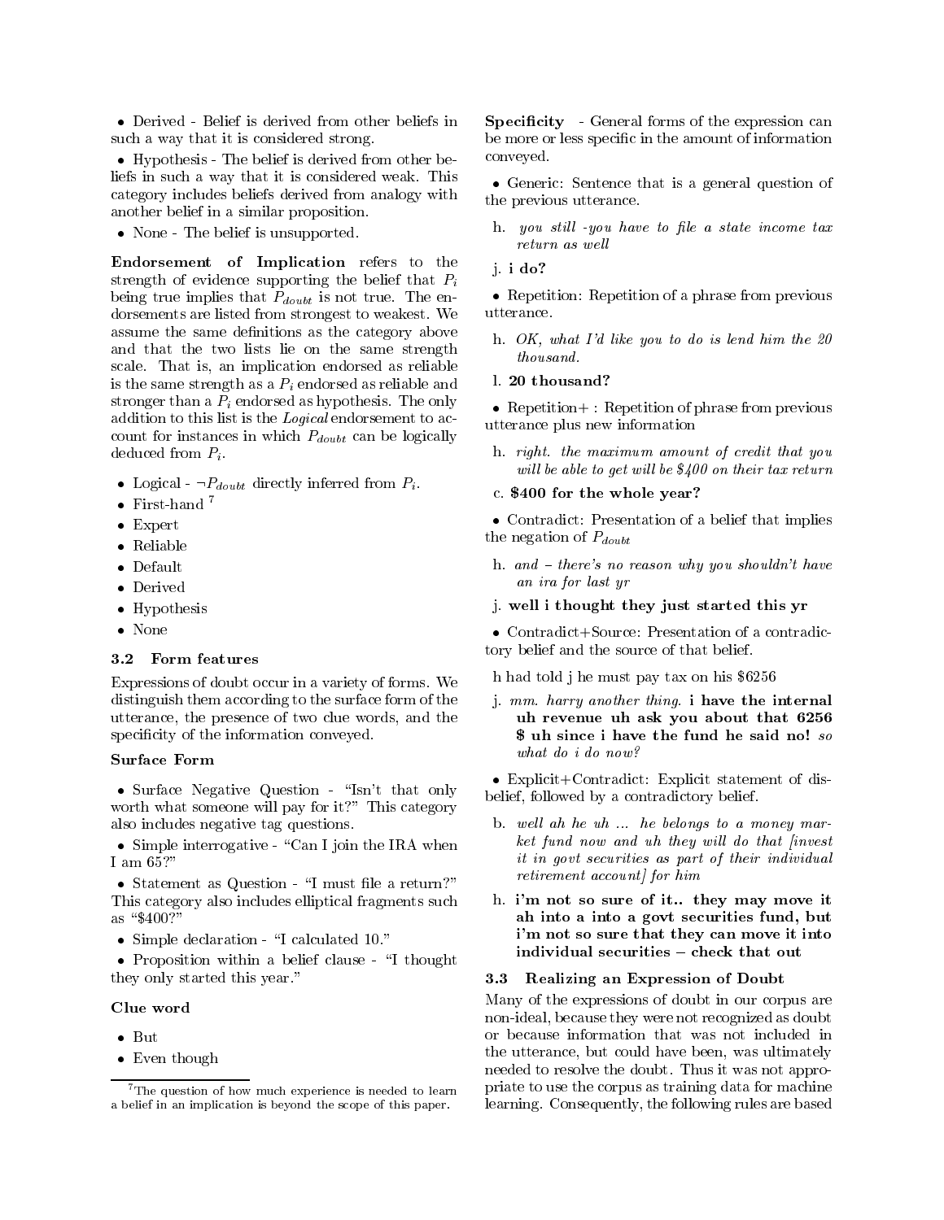- Derived - Belief is derived from other beliefs in such a way that it is considered strong.

- Hypothesis - The belief is derived from other beliefs in such a way that it is considered weak. This category includes beliefs derived from analogy with another belief in a similar proposition.

- None - The belief is unsupported.

**Endorsement of Implication** refers to the strength of evidence supporting the belief that $P_i$ being true implies that $P_{doubt}$ is not true. The endorsements are listed from strongest to weakest. We assume the same definitions as the category above and that the two lists lie on the same strength scale. That is, an implication endorsed as reliable is the same strength as a $P_i$ endorsed as reliable and stronger than a $P_i$ endorsed as hypothesis. The only addition to this list is the *Logical* endorsement to account for instances in which $P_{doubt}$ can be logically deduced from $P_i$.

- Logical - $\neg P_{doubt}$ directly inferred from $P_i$.
- First-hand [7]
- Expert
- Reliable
- Default
- Derived
- Hypothesis
- None

### 3.2 Form features

Expressions of doubt occur in a variety of forms. We distinguish them according to the surface form of the utterance, the presence of two clue words, and the specificity of the information conveyed.

**Surface Form**

- Surface Negative Question - "Isn't that only worth what someone will pay for it?" This category also includes negative tag questions.

- Simple interrogative - "Can I join the IRA when I am 65?"

- Statement as Question - "I must file a return?" This category also includes elliptical fragments such as "$400?"

- Simple declaration - "I calculated 10."

- Proposition within a belief clause - "I thought they only started this year."

**Clue word**

- But
- Even though

[7] The question of how much experience is needed to learn a belief in an implication is beyond the scope of this paper.

**Specificity** - General forms of the expression can be more or less specific in the amount of information conveyed.

- Generic: Sentence that is a general question of the previous utterance.

h. *you still -you have to file a state income tax return as well*

j. **i do?**

- Repetition: Repetition of a phrase from previous utterance.

h. *OK, what I'd like you to do is lend him the 20 thousand.*

l. **20 thousand?**

- Repetition+ : Repetition of phrase from previous utterance plus new information

h. *right. the maximum amount of credit that you will be able to get will be $400 on their tax return*

c. **$400 for the whole year?**

- Contradict: Presentation of a belief that implies the negation of $P_{doubt}$

h. *and – there's no reason why you shouldn't have an ira for last yr*

j. **well i thought they just started this yr**

- Contradict+Source: Presentation of a contradictory belief and the source of that belief.

h had told j he must pay tax on his $6256

j. *mm. harry another thing.* **i have the internal uh revenue uh ask you about that 6256 $ uh since i have the fund he said no!** *so what do i do now?*

- Explicit+Contradict: Explicit statement of disbelief, followed by a contradictory belief.

b. *well ah he uh ... he belongs to a money market fund now and uh they will do that [invest it in govt securities as part of their individual retirement account] for him*

h. **i'm not so sure of it.. they may move it ah into a into a govt securities fund, but i'm not so sure that they can move it into individual securities – check that out**

### 3.3 Realizing an Expression of Doubt

Many of the expressions of doubt in our corpus are non-ideal, because they were not recognized as doubt or because information that was not included in the utterance, but could have been, was ultimately needed to resolve the doubt. Thus it was not appropriate to use the corpus as training data for machine learning. Consequently, the following rules are based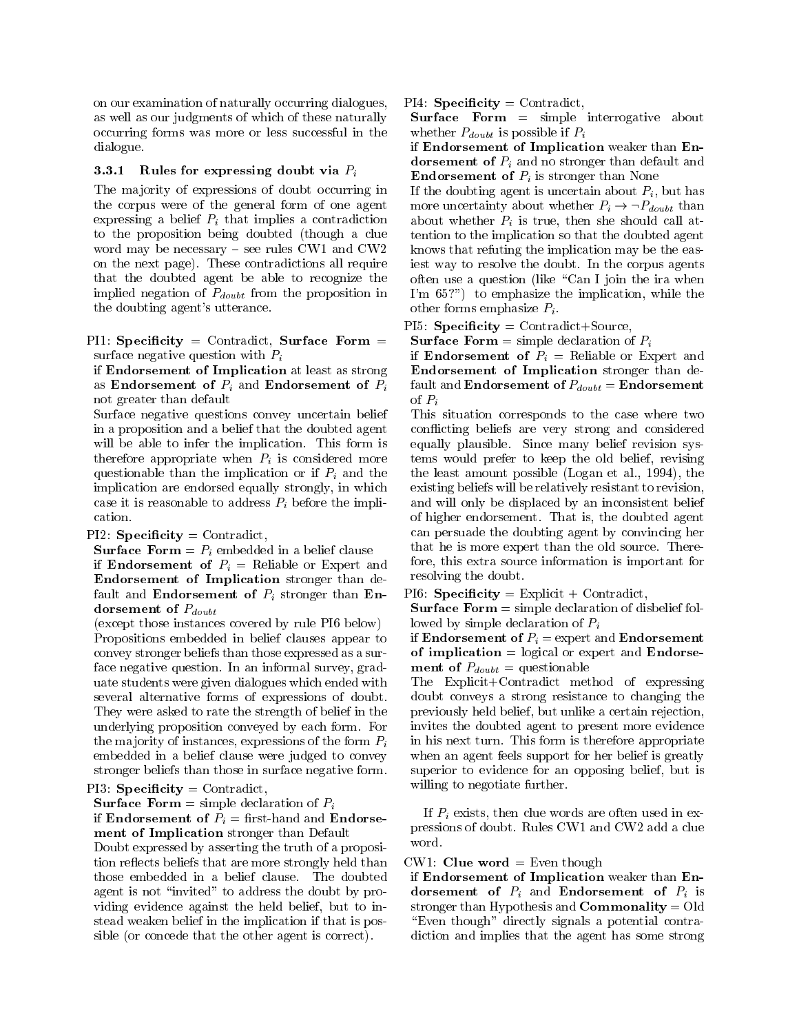on our examination of naturally occurring dialogues, as well as our judgments of which of these naturally occurring forms was more or less successful in the dialogue.

#### 3.3.1 Rules for expressing doubt via $P_i$

The majority of expressions of doubt occurring in the corpus were of the general form of one agent expressing a belief $P_i$ that implies a contradiction to the proposition being doubted (though a clue word may be necessary – see rules CW1 and CW2 on the next page). These contradictions all require that the doubted agent be able to recognize the implied negation of $P_{doubt}$ from the proposition in the doubting agent's utterance.

PI1: **Specificity** = Contradict, **Surface Form** = surface negative question with $P_i$
if **Endorsement of Implication** at least as strong as **Endorsement of** $P_i$ and **Endorsement of** $P_i$ not greater than default
Surface negative questions convey uncertain belief in a proposition and a belief that the doubted agent will be able to infer the implication. This form is therefore appropriate when $P_i$ is considered more questionable than the implication or if $P_i$ and the implication are endorsed equally strongly, in which case it is reasonable to address $P_i$ before the implication.

PI2: **Specificity** = Contradict,
**Surface Form** = $P_i$ embedded in a belief clause
if **Endorsement of** $P_i$ = Reliable or Expert and **Endorsement of Implication** stronger than default and **Endorsement of** $P_i$ stronger than **Endorsement of** $P_{doubt}$
(except those instances covered by rule PI6 below)
Propositions embedded in belief clauses appear to convey stronger beliefs than those expressed as a surface negative question. In an informal survey, graduate students were given dialogues which ended with several alternative forms of expressions of doubt. They were asked to rate the strength of belief in the underlying proposition conveyed by each form. For the majority of instances, expressions of the form $P_i$ embedded in a belief clause were judged to convey stronger beliefs than those in surface negative form.

PI3: **Specificity** = Contradict,
**Surface Form** = simple declaration of $P_i$
if **Endorsement of** $P_i$ = first-hand and **Endorsement of Implication** stronger than Default
Doubt expressed by asserting the truth of a proposition reflects beliefs that are more strongly held than those embedded in a belief clause. The doubted agent is not "invited" to address the doubt by providing evidence against the held belief, but to instead weaken belief in the implication if that is possible (or concede that the other agent is correct).

PI4: **Specificity** = Contradict,
**Surface Form** = simple interrogative about whether $P_{doubt}$ is possible if $P_i$
if **Endorsement of Implication** weaker than **Endorsement of** $P_i$ and no stronger than default and **Endorsement of** $P_i$ is stronger than None
If the doubting agent is uncertain about $P_i$, but has more uncertainty about whether $P_i \rightarrow \neg P_{doubt}$ than about whether $P_i$ is true, then she should call attention to the implication so that the doubted agent knows that refuting the implication may be the easiest way to resolve the doubt. In the corpus agents often use a question (like "Can I join the ira when I'm 65?") to emphasize the implication, while the other forms emphasize $P_i$.

PI5: **Specificity** = Contradict+Source,
**Surface Form** = simple declaration of $P_i$
if **Endorsement of** $P_i$ = Reliable or Expert and **Endorsement of Implication** stronger than default and **Endorsement of** $P_{doubt}$ = **Endorsement of** $P_i$
This situation corresponds to the case where two conflicting beliefs are very strong and considered equally plausible. Since many belief revision systems would prefer to keep the old belief, revising the least amount possible (Logan et al., 1994), the existing beliefs will be relatively resistant to revision, and will only be displaced by an inconsistent belief of higher endorsement. That is, the doubted agent can persuade the doubting agent by convincing her that he is more expert than the old source. Therefore, this extra source information is important for resolving the doubt.

PI6: **Specificity** = Explicit + Contradict,
**Surface Form** = simple declaration of disbelief followed by simple declaration of $P_i$
if **Endorsement of** $P_i$ = expert and **Endorsement of implication** = logical or expert and **Endorsement of** $P_{doubt}$ = questionable
The Explicit+Contradict method of expressing doubt conveys a strong resistance to changing the previously held belief, but unlike a certain rejection, invites the doubted agent to present more evidence in his next turn. This form is therefore appropriate when an agent feels support for her belief is greatly superior to evidence for an opposing belief, but is willing to negotiate further.

If $P_i$ exists, then clue words are often used in expressions of doubt. Rules CW1 and CW2 add a clue word.

CW1: **Clue word** = Even though
if **Endorsement of Implication** weaker than **Endorsement of** $P_i$ and **Endorsement of** $P_i$ is stronger than Hypothesis and **Commonality** = Old
"Even though" directly signals a potential contradiction and implies that the agent has some strong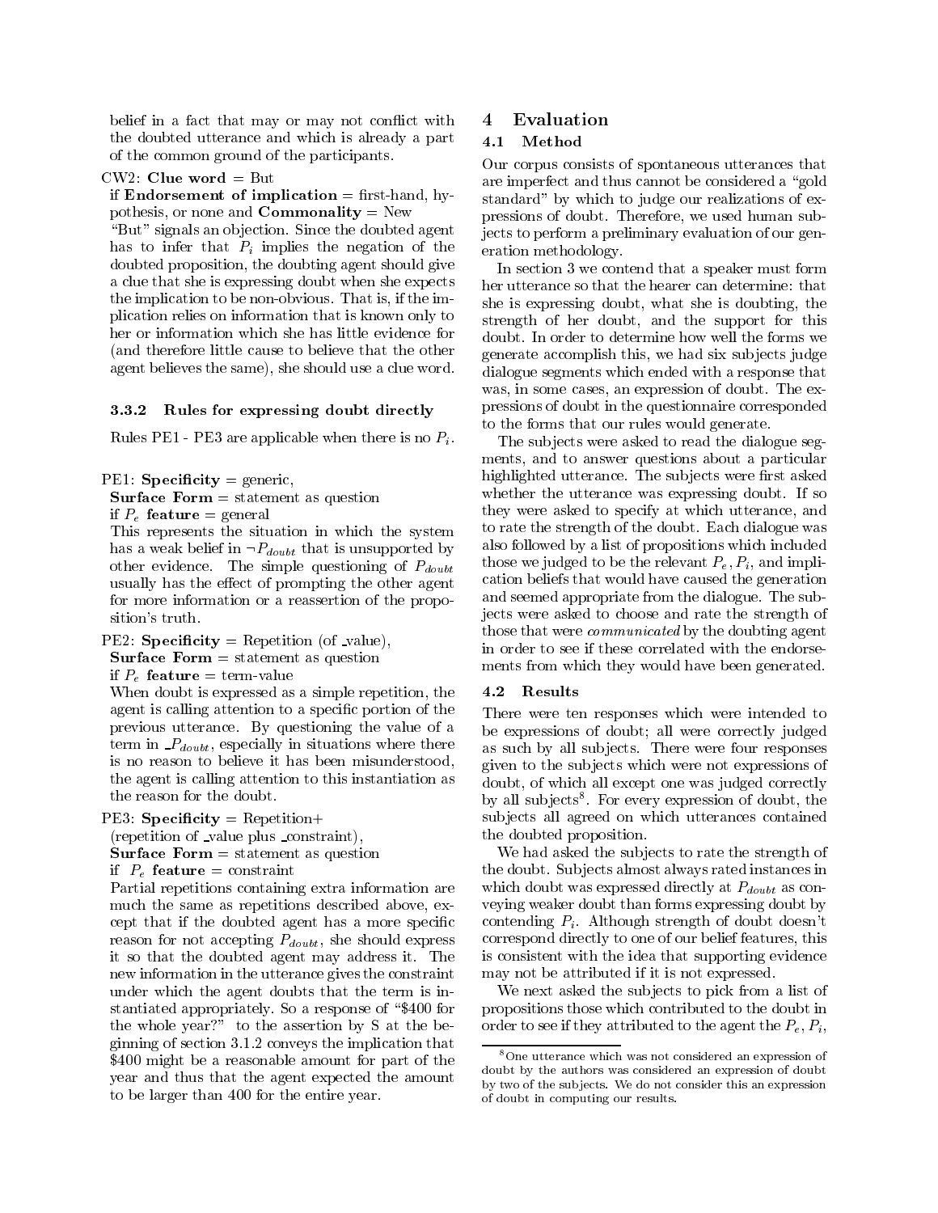belief in a fact that may or may not conflict with the doubted utterance and which is already a part of the common ground of the participants.

CW2: **Clue word** = But
if **Endorsement of implication** = first-hand, hypothesis, or none and **Commonality** = New

"But" signals an objection. Since the doubted agent has to infer that $P_i$ implies the negation of the doubted proposition, the doubting agent should give a clue that she is expressing doubt when she expects the implication to be non-obvious. That is, if the implication relies on information that is known only to her or information which she has little evidence for (and therefore little cause to believe that the other agent believes the same), she should use a clue word.

### 3.3.2 Rules for expressing doubt directly

Rules PE1 - PE3 are applicable when there is no $P_i$.

PE1: **Specificity** = generic,
**Surface Form** = statement as question
if $P_e$ **feature** = general

This represents the situation in which the system has a weak belief in $\neg P_{doubt}$ that is unsupported by other evidence. The simple questioning of $P_{doubt}$ usually has the effect of prompting the other agent for more information or a reassertion of the proposition's truth.

PE2: **Specificity** = Repetition (of _value),
**Surface Form** = statement as question
if $P_e$ **feature** = term-value

When doubt is expressed as a simple repetition, the agent is calling attention to a specific portion of the previous utterance. By questioning the value of a term in $P_{doubt}$, especially in situations where there is no reason to believe it has been misunderstood, the agent is calling attention to this instantiation as the reason for the doubt.

PE3: **Specificity** = Repetition+
(repetition of _value plus _constraint),
**Surface Form** = statement as question
if $P_e$ **feature** = constraint

Partial repetitions containing extra information are much the same as repetitions described above, except that if the doubted agent has a more specific reason for not accepting $P_{doubt}$, she should express it so that the doubted agent may address it. The new information in the utterance gives the constraint under which the agent doubts that the term is instantiated appropriately. So a response of "$400 for the whole year?" to the assertion by S at the beginning of section 3.1.2 conveys the implication that $400 might be a reasonable amount for part of the year and thus that the agent expected the amount to be larger than 400 for the entire year.

# 4 Evaluation

## 4.1 Method

Our corpus consists of spontaneous utterances that are imperfect and thus cannot be considered a "gold standard" by which to judge our realizations of expressions of doubt. Therefore, we used human subjects to perform a preliminary evaluation of our generation methodology.

In section 3 we contend that a speaker must form her utterance so that the hearer can determine: that she is expressing doubt, what she is doubting, the strength of her doubt, and the support for this doubt. In order to determine how well the forms we generate accomplish this, we had six subjects judge dialogue segments which ended with a response that was, in some cases, an expression of doubt. The expressions of doubt in the questionnaire corresponded to the forms that our rules would generate.

The subjects were asked to read the dialogue segments, and to answer questions about a particular highlighted utterance. The subjects were first asked whether the utterance was expressing doubt. If so they were asked to specify at which utterance, and to rate the strength of the doubt. Each dialogue was also followed by a list of propositions which included those we judged to be the relevant $P_e$, $P_i$, and implication beliefs that would have caused the generation and seemed appropriate from the dialogue. The subjects were asked to choose and rate the strength of those that were *communicated* by the doubting agent in order to see if these correlated with the endorsements from which they would have been generated.

## 4.2 Results

There were ten responses which were intended to be expressions of doubt; all were correctly judged as such by all subjects. There were four responses given to the subjects which were not expressions of doubt, of which all except one was judged correctly by all subjects[8]. For every expression of doubt, the subjects all agreed on which utterances contained the doubted proposition.

We had asked the subjects to rate the strength of the doubt. Subjects almost always rated instances in which doubt was expressed directly at $P_{doubt}$ as conveying weaker doubt than forms expressing doubt by contending $P_i$. Although strength of doubt doesn't correspond directly to one of our belief features, this is consistent with the idea that supporting evidence may not be attributed if it is not expressed.

We next asked the subjects to pick from a list of propositions those which contributed to the doubt in order to see if they attributed to the agent the $P_e$, $P_i$,

[8] One utterance which was not considered an expression of doubt by the authors was considered an expression of doubt by two of the subjects. We do not consider this an expression of doubt in computing our results.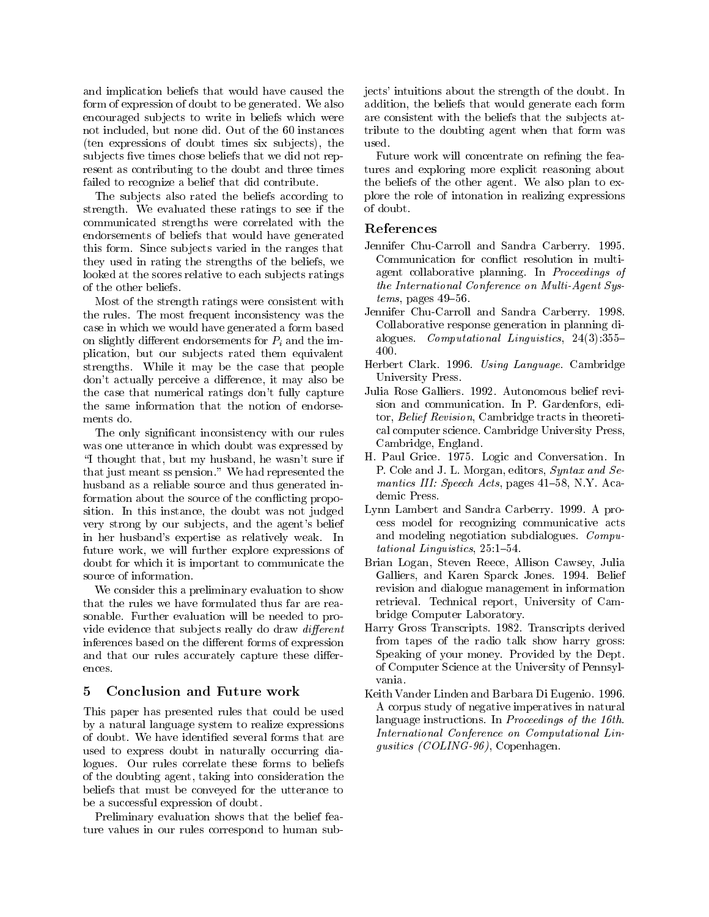and implication beliefs that would have caused the form of expression of doubt to be generated. We also encouraged subjects to write in beliefs which were not included, but none did. Out of the 60 instances (ten expressions of doubt times six subjects), the subjects five times chose beliefs that we did not represent as contributing to the doubt and three times failed to recognize a belief that did contribute.

The subjects also rated the beliefs according to strength. We evaluated these ratings to see if the communicated strengths were correlated with the endorsements of beliefs that would have generated this form. Since subjects varied in the ranges that they used in rating the strengths of the beliefs, we looked at the scores relative to each subjects ratings of the other beliefs.

Most of the strength ratings were consistent with the rules. The most frequent inconsistency was the case in which we would have generated a form based on slightly different endorsements for $P_i$ and the implication, but our subjects rated them equivalent strengths. While it may be the case that people don't actually perceive a difference, it may also be the case that numerical ratings don't fully capture the same information that the notion of endorsements do.

The only significant inconsistency with our rules was one utterance in which doubt was expressed by "I thought that, but my husband, he wasn't sure if that just meant ss pension." We had represented the husband as a reliable source and thus generated information about the source of the conflicting proposition. In this instance, the doubt was not judged very strong by our subjects, and the agent's belief in her husband's expertise as relatively weak. In future work, we will further explore expressions of doubt for which it is important to communicate the source of information.

We consider this a preliminary evaluation to show that the rules we have formulated thus far are reasonable. Further evaluation will be needed to provide evidence that subjects really do draw *different* inferences based on the different forms of expression and that our rules accurately capture these differences.

## 5 Conclusion and Future work

This paper has presented rules that could be used by a natural language system to realize expressions of doubt. We have identified several forms that are used to express doubt in naturally occurring dialogues. Our rules correlate these forms to beliefs of the doubting agent, taking into consideration the beliefs that must be conveyed for the utterance to be a successful expression of doubt.

Preliminary evaluation shows that the belief feature values in our rules correspond to human subjects' intuitions about the strength of the doubt. In addition, the beliefs that would generate each form are consistent with the beliefs that the subjects attribute to the doubting agent when that form was used.

Future work will concentrate on refining the features and exploring more explicit reasoning about the beliefs of the other agent. We also plan to explore the role of intonation in realizing expressions of doubt.

## References

Jennifer Chu-Carroll and Sandra Carberry. 1995. Communication for conflict resolution in multi-agent collaborative planning. In *Proceedings of the International Conference on Multi-Agent Systems*, pages 49–56.

Jennifer Chu-Carroll and Sandra Carberry. 1998. Collaborative response generation in planning dialogues. *Computational Linguistics*, 24(3):355–400.

Herbert Clark. 1996. *Using Language*. Cambridge University Press.

Julia Rose Galliers. 1992. Autonomous belief revision and communication. In P. Gardenfors, editor, *Belief Revision*, Cambridge tracts in theoretical computer science. Cambridge University Press, Cambridge, England.

H. Paul Grice. 1975. Logic and Conversation. In P. Cole and J. L. Morgan, editors, *Syntax and Semantics III: Speech Acts*, pages 41–58, N.Y. Academic Press.

Lynn Lambert and Sandra Carberry. 1999. A process model for recognizing communicative acts and modeling negotiation subdialogues. *Computational Linguistics*, 25:1–54.

Brian Logan, Steven Reece, Allison Cawsey, Julia Galliers, and Karen Sparck Jones. 1994. Belief revision and dialogue management in information retrieval. Technical report, University of Cambridge Computer Laboratory.

Harry Gross Transcripts. 1982. Transcripts derived from tapes of the radio talk show harry gross: Speaking of your money. Provided by the Dept. of Computer Science at the University of Pennsylvania.

Keith Vander Linden and Barbara Di Eugenio. 1996. A corpus study of negative imperatives in natural language instructions. In *Proceedings of the 16th. International Conference on Computational Lingusitics (COLING-96)*, Copenhagen.